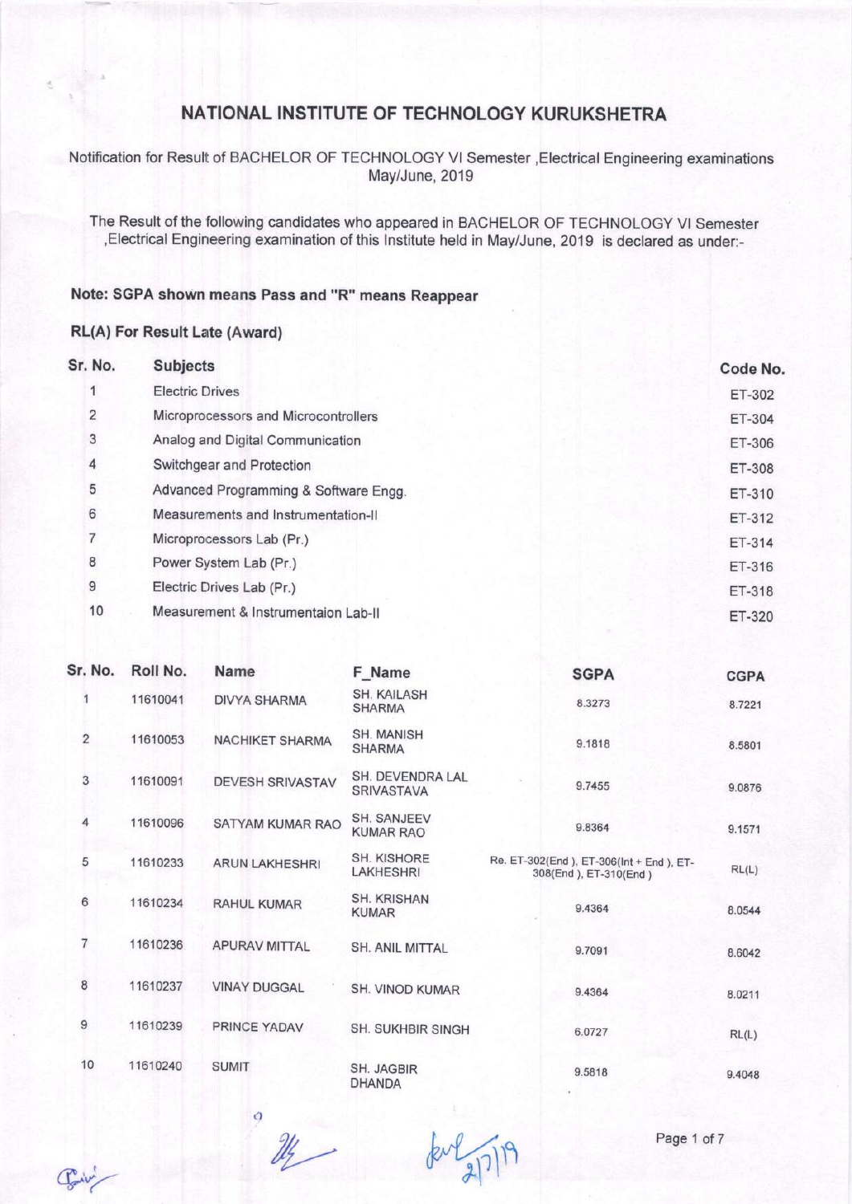# NATIONAL INSTITUTE OF TECHNOLOGY KURUKSHETRA

Notification for Result of BACHELOR OF TECHNOLOGY VI Semester ,Electrical Engineering examinations May/June, 2019

The Result of the following candidates who appeared in BACHELOR OF TECHNOLOGY VI Semester ,Electrical Engineering examination of this Institute held in May/June, 2019 is declared as under:-

**Note: SGPA shown means Pass and "R" means Reappear**

**RL(A) For Result Late (Award)**

| Sr. No. | Subjects | Code No. |
|---|---|---|
| 1 | Electric Drives | ET-302 |
| 2 | Microprocessors and Microcontrollers | ET-304 |
| 3 | Analog and Digital Communication | ET-306 |
| 4 | Switchgear and Protection | ET-308 |
| 5 | Advanced Programming & Software Engg. | ET-310 |
| 6 | Measurements and Instrumentation-II | ET-312 |
| 7 | Microprocessors Lab (Pr.) | ET-314 |
| 8 | Power System Lab (Pr.) | ET-316 |
| 9 | Electric Drives Lab (Pr.) | ET-318 |
| 10 | Measurement & Instrumentaion Lab-II | ET-320 |

| Sr. No. | Roll No. | Name | F_Name | SGPA | CGPA |
|---|---|---|---|---|---|
| 1 | 11610041 | DIVYA SHARMA | SH. KAILASH SHARMA | 8.3273 | 8.7221 |
| 2 | 11610053 | NACHIKET SHARMA | SH. MANISH SHARMA | 9.1818 | 8.5801 |
| 3 | 11610091 | DEVESH SRIVASTAV | SH. DEVENDRA LAL SRIVASTAVA | 9.7455 | 9.0876 |
| 4 | 11610096 | SATYAM KUMAR RAO | SH. SANJEEV KUMAR RAO | 9.8364 | 9.1571 |
| 5 | 11610233 | ARUN LAKHESHRI | SH. KISHORE LAKHESHRI | Re. ET-302(End ), ET-306(Int + End ), ET-308(End ), ET-310(End ) | RL(L) |
| 6 | 11610234 | RAHUL KUMAR | SH. KRISHAN KUMAR | 9.4364 | 8.0544 |
| 7 | 11610236 | APURAV MITTAL | SH. ANIL MITTAL | 9.7091 | 8.6042 |
| 8 | 11610237 | VINAY DUGGAL | SH. VINOD KUMAR | 9.4364 | 8.0211 |
| 9 | 11610239 | PRINCE YADAV | SH. SUKHBIR SINGH | 6.0727 | RL(L) |
| 10 | 11610240 | SUMIT | SH. JAGBIR DHANDA | 9.5818 | 9.4048 |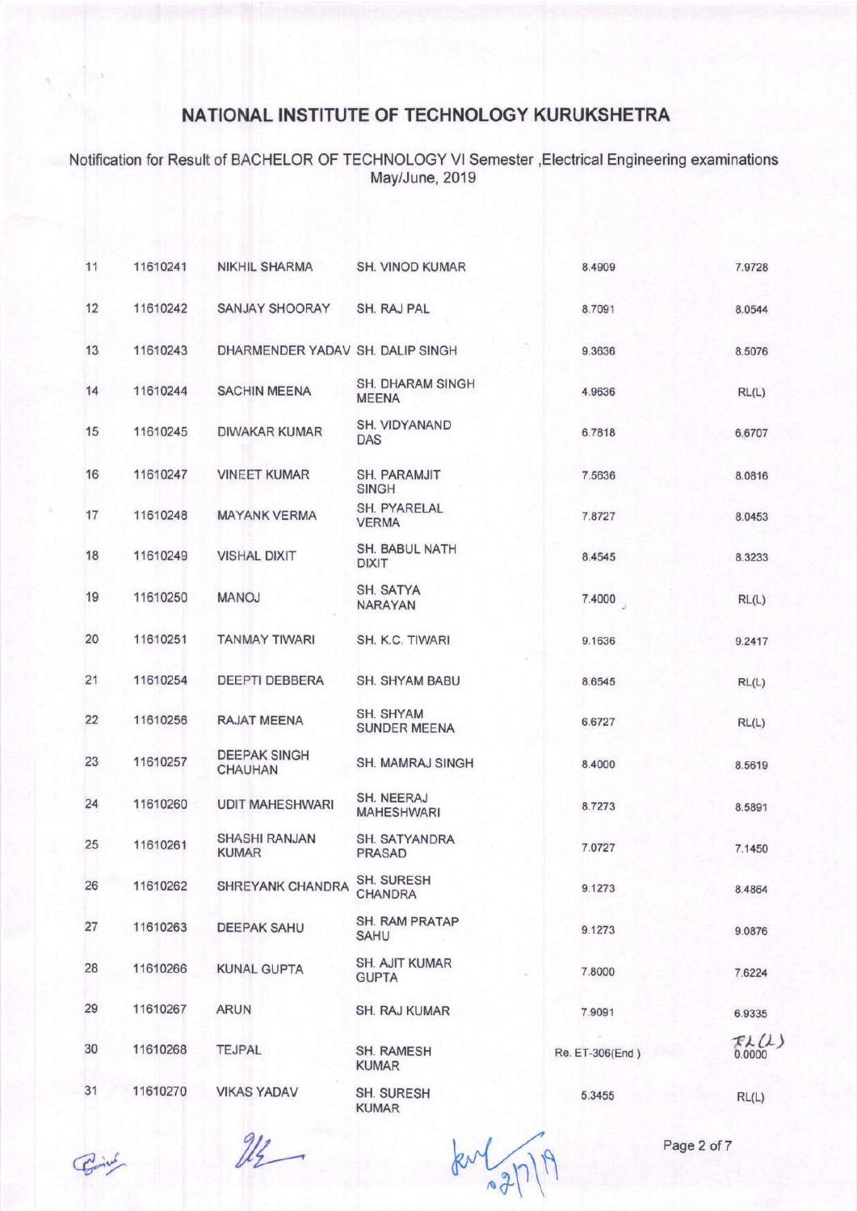# NATIONAL INSTITUTE OF TECHNOLOGY KURUKSHETRA

Notification for Result of BACHELOR OF TECHNOLOGY VI Semester ,Electrical Engineering examinations May/June, 2019

| | | | | | |
|---|---|---|---|---|---|
| 11 | 11610241 | NIKHIL SHARMA | SH. VINOD KUMAR | 8.4909 | 7.9728 |
| 12 | 11610242 | SANJAY SHOORAY | SH. RAJ PAL | 8.7091 | 8.0544 |
| 13 | 11610243 | DHARMENDER YADAV | SH. DALIP SINGH | 9.3636 | 8.5076 |
| 14 | 11610244 | SACHIN MEENA | SH. DHARAM SINGH MEENA | 4.9636 | RL(L) |
| 15 | 11610245 | DIWAKAR KUMAR | SH. VIDYANAND DAS | 6.7818 | 6.6707 |
| 16 | 11610247 | VINEET KUMAR | SH. PARAMJIT SINGH | 7.5636 | 8.0816 |
| 17 | 11610248 | MAYANK VERMA | SH. PYARELAL VERMA | 7.8727 | 8.0453 |
| 18 | 11610249 | VISHAL DIXIT | SH. BABUL NATH DIXIT | 8.4545 | 8.3233 |
| 19 | 11610250 | MANOJ | SH. SATYA NARAYAN | 7.4000 | RL(L) |
| 20 | 11610251 | TANMAY TIWARI | SH. K.C. TIWARI | 9.1636 | 9.2417 |
| 21 | 11610254 | DEEPTI DEBBERA | SH. SHYAM BABU | 8.6545 | RL(L) |
| 22 | 11610256 | RAJAT MEENA | SH. SHYAM SUNDER MEENA | 6.6727 | RL(L) |
| 23 | 11610257 | DEEPAK SINGH CHAUHAN | SH. MAMRAJ SINGH | 8.4000 | 8.5619 |
| 24 | 11610260 | UDIT MAHESHWARI | SH. NEERAJ MAHESHWARI | 8.7273 | 8.5891 |
| 25 | 11610261 | SHASHI RANJAN KUMAR | SH. SATYANDRA PRASAD | 7.0727 | 7.1450 |
| 26 | 11610262 | SHREYANK CHANDRA | SH. SURESH CHANDRA | 9.1273 | 8.4864 |
| 27 | 11610263 | DEEPAK SAHU | SH. RAM PRATAP SAHU | 9.1273 | 9.0876 |
| 28 | 11610266 | KUNAL GUPTA | SH. AJIT KUMAR GUPTA | 7.8000 | 7.6224 |
| 29 | 11610267 | ARUN | SH. RAJ KUMAR | 7.9091 | 6.9335 |
| 30 | 11610268 | TEJPAL | SH. RAMESH KUMAR | Re. ET-306(End ) | RL(L) 0.0000 |
| 31 | 11610270 | VIKAS YADAV | SH. SURESH KUMAR | 5.3455 | RL(L) |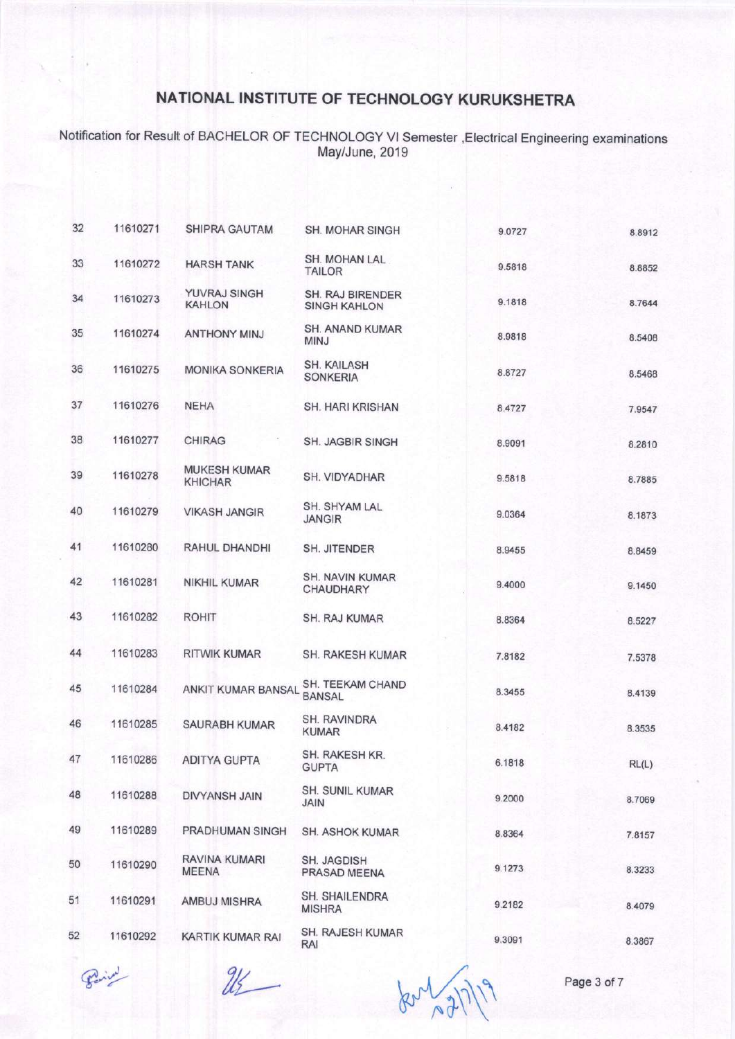# NATIONAL INSTITUTE OF TECHNOLOGY KURUKSHETRA

Notification for Result of BACHELOR OF TECHNOLOGY VI Semester ,Electrical Engineering examinations May/June, 2019

| | | | | | |
|---|---|---|---|---|---|
| 32 | 11610271 | SHIPRA GAUTAM | SH. MOHAR SINGH | 9.0727 | 8.8912 |
| 33 | 11610272 | HARSH TANK | SH. MOHAN LAL TAILOR | 9.5818 | 8.8852 |
| 34 | 11610273 | YUVRAJ SINGH KAHLON | SH. RAJ BIRENDER SINGH KAHLON | 9.1818 | 8.7644 |
| 35 | 11610274 | ANTHONY MINJ | SH. ANAND KUMAR MINJ | 8.9818 | 8.5408 |
| 36 | 11610275 | MONIKA SONKERIA | SH. KAILASH SONKERIA | 8.8727 | 8.5468 |
| 37 | 11610276 | NEHA | SH. HARI KRISHAN | 8.4727 | 7.9547 |
| 38 | 11610277 | CHIRAG | SH. JAGBIR SINGH | 8.9091 | 8.2810 |
| 39 | 11610278 | MUKESH KUMAR KHICHAR | SH. VIDYADHAR | 9.5818 | 8.7885 |
| 40 | 11610279 | VIKASH JANGIR | SH. SHYAM LAL JANGIR | 9.0364 | 8.1873 |
| 41 | 11610280 | RAHUL DHANDHI | SH. JITENDER | 8.9455 | 8.8459 |
| 42 | 11610281 | NIKHIL KUMAR | SH. NAVIN KUMAR CHAUDHARY | 9.4000 | 9.1450 |
| 43 | 11610282 | ROHIT | SH. RAJ KUMAR | 8.8364 | 8.5227 |
| 44 | 11610283 | RITWIK KUMAR | SH. RAKESH KUMAR | 7.8182 | 7.5378 |
| 45 | 11610284 | ANKIT KUMAR BANSAL | SH. TEEKAM CHAND BANSAL | 8.3455 | 8.4139 |
| 46 | 11610285 | SAURABH KUMAR | SH. RAVINDRA KUMAR | 8.4182 | 8.3535 |
| 47 | 11610286 | ADITYA GUPTA | SH. RAKESH KR. GUPTA | 6.1818 | RL(L) |
| 48 | 11610288 | DIVYANSH JAIN | SH. SUNIL KUMAR JAIN | 9.2000 | 8.7069 |
| 49 | 11610289 | PRADHUMAN SINGH | SH. ASHOK KUMAR | 8.8364 | 7.8157 |
| 50 | 11610290 | RAVINA KUMARI MEENA | SH. JAGDISH PRASAD MEENA | 9.1273 | 8.3233 |
| 51 | 11610291 | AMBUJ MISHRA | SH. SHAILENDRA MISHRA | 9.2182 | 8.4079 |
| 52 | 11610292 | KARTIK KUMAR RAI | SH. RAJESH KUMAR RAI | 9.3091 | 8.3867 |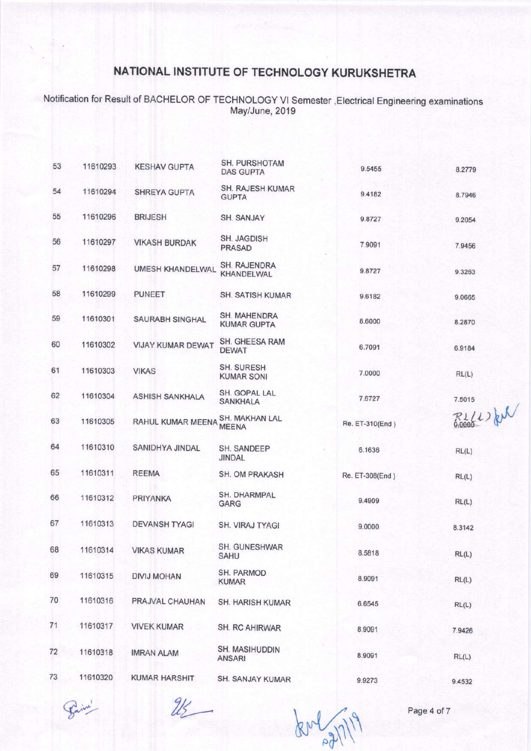# NATIONAL INSTITUTE OF TECHNOLOGY KURUKSHETRA

Notification for Result of BACHELOR OF TECHNOLOGY VI Semester ,Electrical Engineering examinations May/June, 2019

| | | | | | |
|---|---|---|---|---|---|
| 53 | 11610293 | KESHAV GUPTA | SH. PURSHOTAM DAS GUPTA | 9.5455 | 8.2779 |
| 54 | 11610294 | SHREYA GUPTA | SH. RAJESH KUMAR GUPTA | 9.4182 | 8.7946 |
| 55 | 11610296 | BRIJESH | SH. SANJAY | 9.8727 | 9.2054 |
| 56 | 11610297 | VIKASH BURDAK | SH. JAGDISH PRASAD | 7.9091 | 7.9456 |
| 57 | 11610298 | UMESH KHANDELWAL | SH. RAJENDRA KHANDELWAL | 9.8727 | 9.3263 |
| 58 | 11610299 | PUNEET | SH. SATISH KUMAR | 9.6182 | 9.0665 |
| 59 | 11610301 | SAURABH SINGHAL | SH. MAHENDRA KUMAR GUPTA | 8.6000 | 8.2870 |
| 60 | 11610302 | VIJAY KUMAR DEWAT | SH. GHEESA RAM DEWAT | 6.7091 | 6.9184 |
| 61 | 11610303 | VIKAS | SH. SURESH KUMAR SONI | 7.0000 | RL(L) |
| 62 | 11610304 | ASHISH SANKHALA | SH. GOPAL LAL SANKHALA | 7.6727 | 7.5015 |
| 63 | 11610305 | RAHUL KUMAR MEENA | SH. MAKHAN LAL MEENA | Re. ET-310(End ) | ~~0.0000~~ RL(L) |
| 64 | 11610310 | SANIDHYA JINDAL | SH. SANDEEP JINDAL | 6.1636 | RL(L) |
| 65 | 11610311 | REEMA | SH. OM PRAKASH | Re. ET-308(End ) | RL(L) |
| 66 | 11610312 | PRIYANKA | SH. DHARMPAL GARG | 9.4909 | RL(L) |
| 67 | 11610313 | DEVANSH TYAGI | SH. VIRAJ TYAGI | 9.0000 | 8.3142 |
| 68 | 11610314 | VIKAS KUMAR | SH. GUNESHWAR SAHU | 8.5818 | RL(L) |
| 69 | 11610315 | DIVIJ MOHAN | SH. PARMOD KUMAR | 8.9091 | RL(L) |
| 70 | 11610316 | PRAJVAL CHAUHAN | SH. HARISH KUMAR | 6.6545 | RL(L) |
| 71 | 11610317 | VIVEK KUMAR | SH. RC AHIRWAR | 8.9091 | 7.9426 |
| 72 | 11610318 | IMRAN ALAM | SH. MASIHUDDIN ANSARI | 8.9091 | RL(L) |
| 73 | 11610320 | KUMAR HARSHIT | SH. SANJAY KUMAR | 9.9273 | 9.4532 |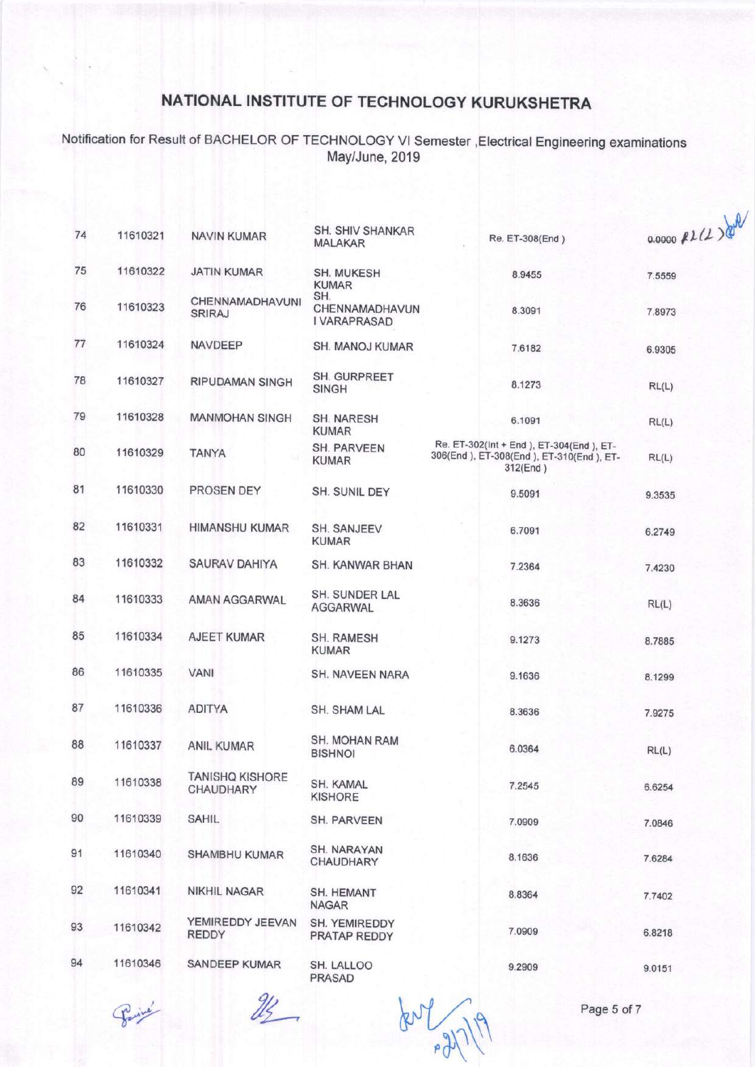# NATIONAL INSTITUTE OF TECHNOLOGY KURUKSHETRA

Notification for Result of BACHELOR OF TECHNOLOGY VI Semester ,Electrical Engineering examinations May/June, 2019

| | | | | | |
|---|---|---|---|---|---|
| 74 | 11610321 | NAVIN KUMAR | SH. SHIV SHANKAR MALAKAR | Re. ET-308(End ) | 0.0000 RL(L) |
| 75 | 11610322 | JATIN KUMAR | SH. MUKESH KUMAR | 8.9455 | 7.5559 |
| 76 | 11610323 | CHENNAMADHAVUNI SRIRAJ | SH. CHENNAMADHAVUN I VARAPRASAD | 8.3091 | 7.8973 |
| 77 | 11610324 | NAVDEEP | SH. MANOJ KUMAR | 7.6182 | 6.9305 |
| 78 | 11610327 | RIPUDAMAN SINGH | SH. GURPREET SINGH | 8.1273 | RL(L) |
| 79 | 11610328 | MANMOHAN SINGH | SH. NARESH KUMAR | 6.1091 | RL(L) |
| 80 | 11610329 | TANYA | SH. PARVEEN KUMAR | Re. ET-302(Int + End ), ET-304(End ), ET-306(End ), ET-308(End ), ET-310(End ), ET-312(End ) | RL(L) |
| 81 | 11610330 | PROSEN DEY | SH. SUNIL DEY | 9.5091 | 9.3535 |
| 82 | 11610331 | HIMANSHU KUMAR | SH. SANJEEV KUMAR | 6.7091 | 6.2749 |
| 83 | 11610332 | SAURAV DAHIYA | SH. KANWAR BHAN | 7.2364 | 7.4230 |
| 84 | 11610333 | AMAN AGGARWAL | SH. SUNDER LAL AGGARWAL | 8.3636 | RL(L) |
| 85 | 11610334 | AJEET KUMAR | SH. RAMESH KUMAR | 9.1273 | 8.7885 |
| 86 | 11610335 | VANI | SH. NAVEEN NARA | 9.1636 | 8.1299 |
| 87 | 11610336 | ADITYA | SH. SHAM LAL | 8.3636 | 7.9275 |
| 88 | 11610337 | ANIL KUMAR | SH. MOHAN RAM BISHNOI | 6.0364 | RL(L) |
| 89 | 11610338 | TANISHQ KISHORE CHAUDHARY | SH. KAMAL KISHORE | 7.2545 | 6.6254 |
| 90 | 11610339 | SAHIL | SH. PARVEEN | 7.0909 | 7.0846 |
| 91 | 11610340 | SHAMBHU KUMAR | SH. NARAYAN CHAUDHARY | 8.1636 | 7.6284 |
| 92 | 11610341 | NIKHIL NAGAR | SH. HEMANT NAGAR | 8.8364 | 7.7402 |
| 93 | 11610342 | YEMIREDDY JEEVAN REDDY | SH. YEMIREDDY PRATAP REDDY | 7.0909 | 6.8218 |
| 94 | 11610346 | SANDEEP KUMAR | SH. LALLOO PRASAD | 9.2909 | 9.0151 |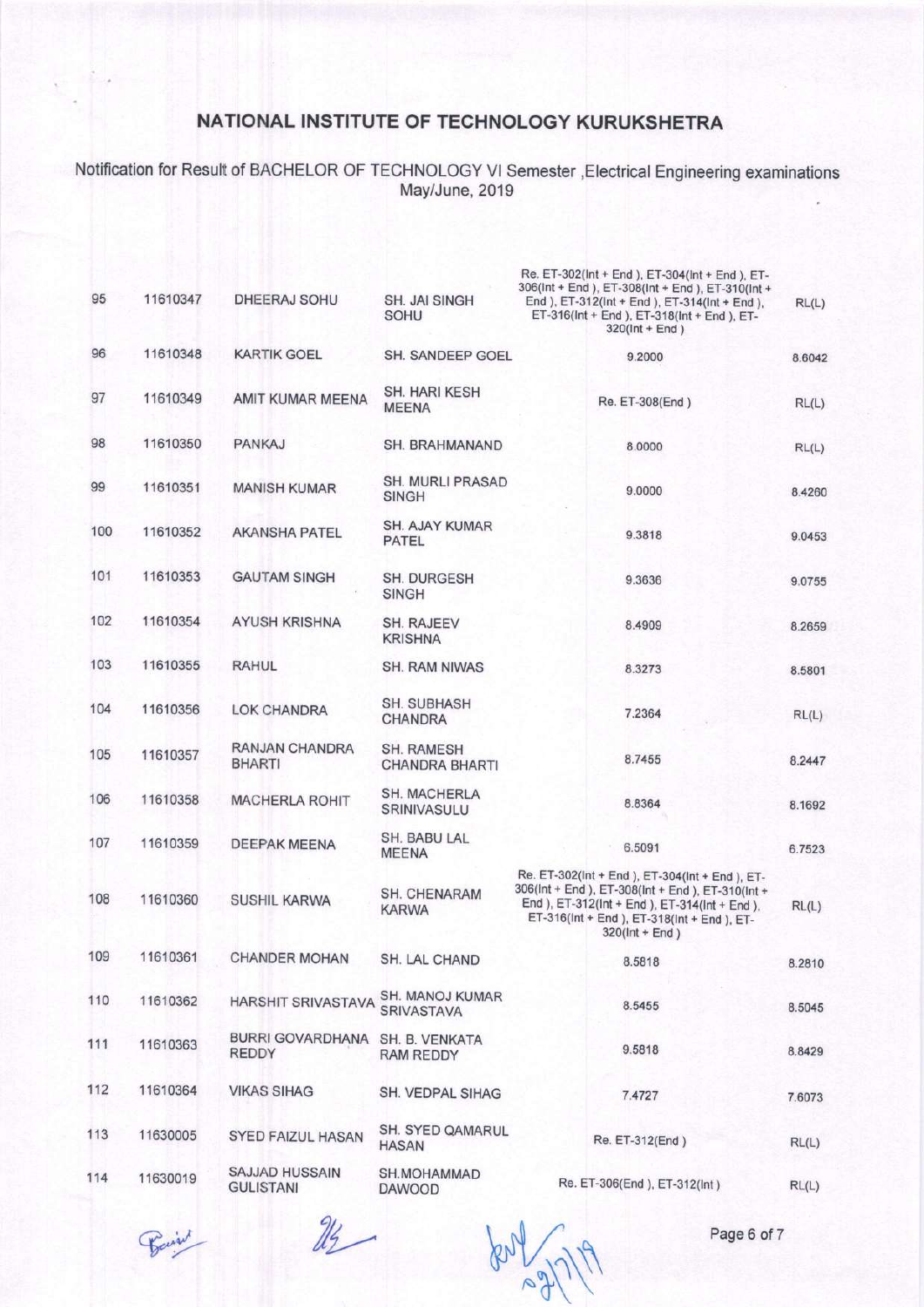# NATIONAL INSTITUTE OF TECHNOLOGY KURUKSHETRA

Notification for Result of BACHELOR OF TECHNOLOGY VI Semester ,Electrical Engineering examinations May/June, 2019

| | | | | | |
|---|---|---|---|---|---|
| 95 | 11610347 | DHEERAJ SOHU | SH. JAI SINGH SOHU | Re. ET-302(Int + End ), ET-304(Int + End ), ET-306(Int + End ), ET-308(Int + End ), ET-310(Int + End ), ET-312(Int + End ), ET-314(Int + End ), ET-316(Int + End ), ET-318(Int + End ), ET-320(Int + End ) | RL(L) |
| 96 | 11610348 | KARTIK GOEL | SH. SANDEEP GOEL | 9.2000 | 8.6042 |
| 97 | 11610349 | AMIT KUMAR MEENA | SH. HARI KESH MEENA | Re. ET-308(End ) | RL(L) |
| 98 | 11610350 | PANKAJ | SH. BRAHMANAND | 8.0000 | RL(L) |
| 99 | 11610351 | MANISH KUMAR | SH. MURLI PRASAD SINGH | 9.0000 | 8.4260 |
| 100 | 11610352 | AKANSHA PATEL | SH. AJAY KUMAR PATEL | 9.3818 | 9.0453 |
| 101 | 11610353 | GAUTAM SINGH | SH. DURGESH SINGH | 9.3636 | 9.0755 |
| 102 | 11610354 | AYUSH KRISHNA | SH. RAJEEV KRISHNA | 8.4909 | 8.2659 |
| 103 | 11610355 | RAHUL | SH. RAM NIWAS | 8.3273 | 8.5801 |
| 104 | 11610356 | LOK CHANDRA | SH. SUBHASH CHANDRA | 7.2364 | RL(L) |
| 105 | 11610357 | RANJAN CHANDRA BHARTI | SH. RAMESH CHANDRA BHARTI | 8.7455 | 8.2447 |
| 106 | 11610358 | MACHERLA ROHIT | SH. MACHERLA SRINIVASULU | 8.8364 | 8.1692 |
| 107 | 11610359 | DEEPAK MEENA | SH. BABU LAL MEENA | 6.5091 | 6.7523 |
| 108 | 11610360 | SUSHIL KARWA | SH. CHENARAM KARWA | Re. ET-302(Int + End ), ET-304(Int + End ), ET-306(Int + End ), ET-308(Int + End ), ET-310(Int + End ), ET-312(Int + End ), ET-314(Int + End ), ET-316(Int + End ), ET-318(Int + End ), ET-320(Int + End ) | RL(L) |
| 109 | 11610361 | CHANDER MOHAN | SH. LAL CHAND | 8.5818 | 8.2810 |
| 110 | 11610362 | HARSHIT SRIVASTAVA | SH. MANOJ KUMAR SRIVASTAVA | 8.5455 | 8.5045 |
| 111 | 11610363 | BURRI GOVARDHANA REDDY | SH. B. VENKATA RAM REDDY | 9.5818 | 8.8429 |
| 112 | 11610364 | VIKAS SIHAG | SH. VEDPAL SIHAG | 7.4727 | 7.6073 |
| 113 | 11630005 | SYED FAIZUL HASAN | SH. SYED QAMARUL HASAN | Re. ET-312(End ) | RL(L) |
| 114 | 11630019 | SAJJAD HUSSAIN GULISTANI | SH.MOHAMMAD DAWOOD | Re. ET-306(End ), ET-312(Int ) | RL(L) |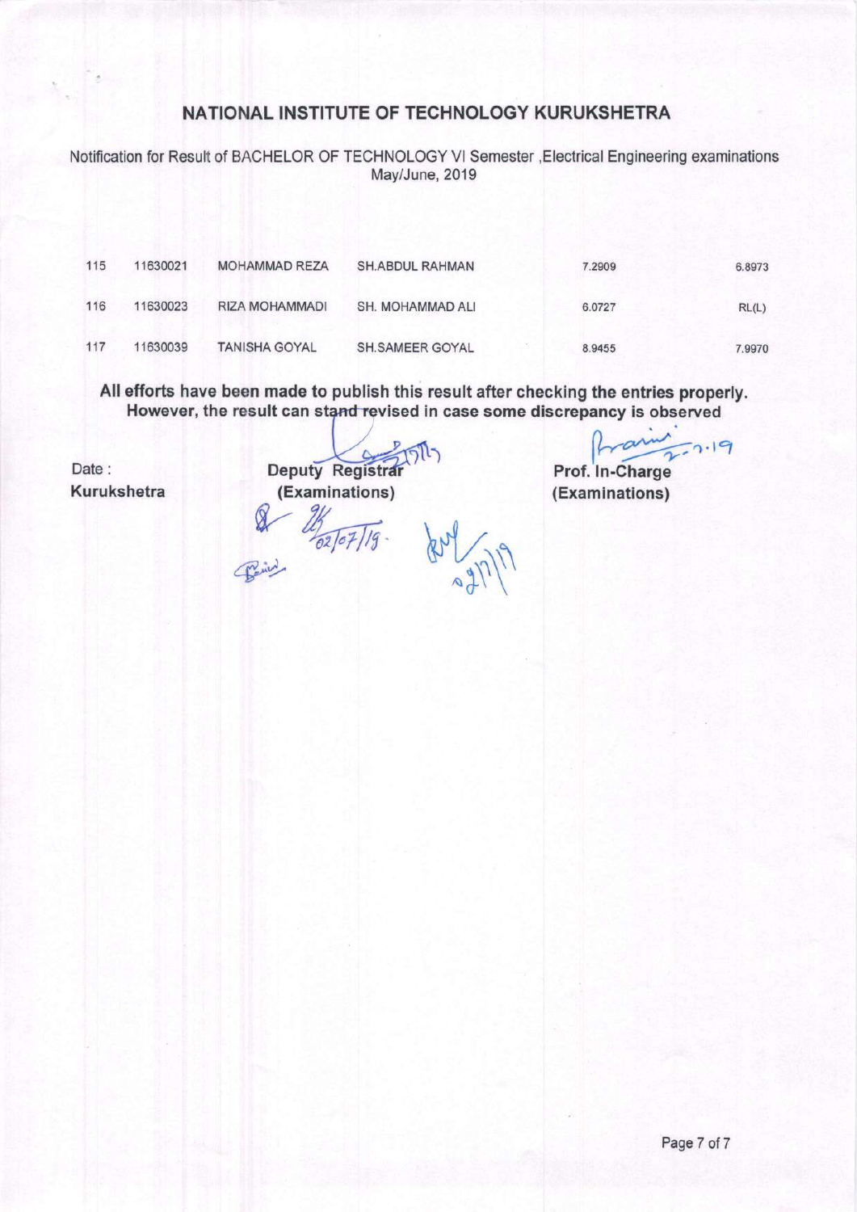# NATIONAL INSTITUTE OF TECHNOLOGY KURUKSHETRA

Notification for Result of BACHELOR OF TECHNOLOGY VI Semester ,Electrical Engineering examinations May/June, 2019

| | | | | | |
|---|---|---|---|---|---|
| 115 | 11630021 | MOHAMMAD REZA | SH.ABDUL RAHMAN | 7.2909 | 6.8973 |
| 116 | 11630023 | RIZA MOHAMMADI | SH. MOHAMMAD ALI | 6.0727 | RL(L) |
| 117 | 11630039 | TANISHA GOYAL | SH.SAMEER GOYAL | 8.9455 | 7.9970 |

**All efforts have been made to publish this result after checking the entries properly. However, the result can stand revised in case some discrepancy is observed**

Date :
**Kurukshetra**

**Deputy Registrar (Examinations)**

02/07/19

**Prof. In-Charge (Examinations)**